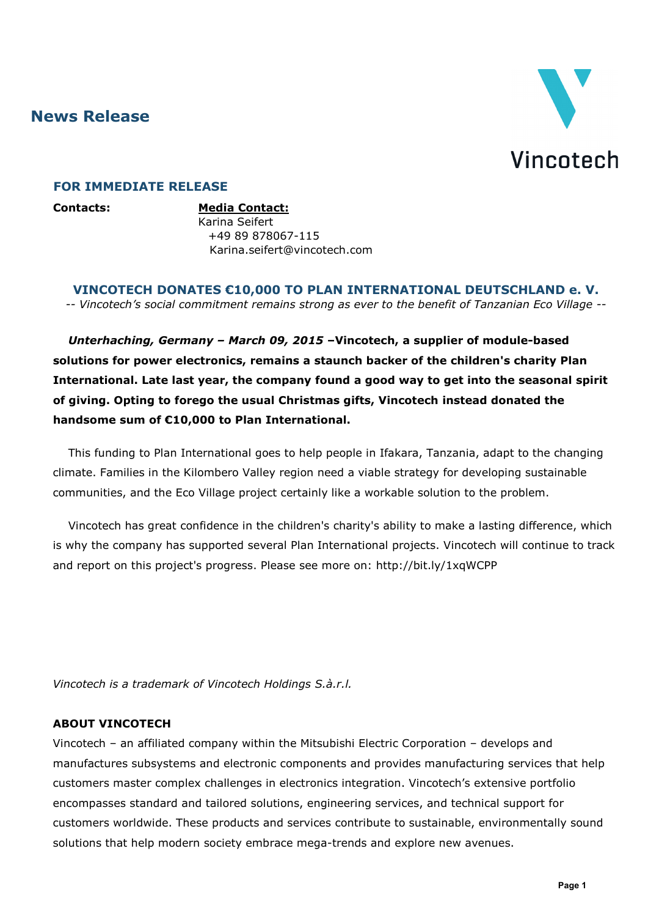## News Release

Vincotech

### FOR IMMEDIATE RELEASE

**Contacts:** **Media Contact:**
Karina Seifert
+49 89 878067-115
Karina.seifert@vincotech.com

### VINCOTECH DONATES €10,000 TO PLAN INTERNATIONAL DEUTSCHLAND e. V.

*-- Vincotech's social commitment remains strong as ever to the benefit of Tanzanian Eco Village --*

***Unterhaching, Germany – March 09, 2015*** **–Vincotech, a supplier of module-based solutions for power electronics, remains a staunch backer of the children's charity Plan International. Late last year, the company found a good way to get into the seasonal spirit of giving. Opting to forego the usual Christmas gifts, Vincotech instead donated the handsome sum of €10,000 to Plan International.**

This funding to Plan International goes to help people in Ifakara, Tanzania, adapt to the changing climate. Families in the Kilombero Valley region need a viable strategy for developing sustainable communities, and the Eco Village project certainly like a workable solution to the problem.

Vincotech has great confidence in the children's charity's ability to make a lasting difference, which is why the company has supported several Plan International projects. Vincotech will continue to track and report on this project's progress. Please see more on: http://bit.ly/1xqWCPP

*Vincotech is a trademark of Vincotech Holdings S.à.r.l.*

**ABOUT VINCOTECH**

Vincotech – an affiliated company within the Mitsubishi Electric Corporation – develops and manufactures subsystems and electronic components and provides manufacturing services that help customers master complex challenges in electronics integration. Vincotech's extensive portfolio encompasses standard and tailored solutions, engineering services, and technical support for customers worldwide. These products and services contribute to sustainable, environmentally sound solutions that help modern society embrace mega-trends and explore new avenues.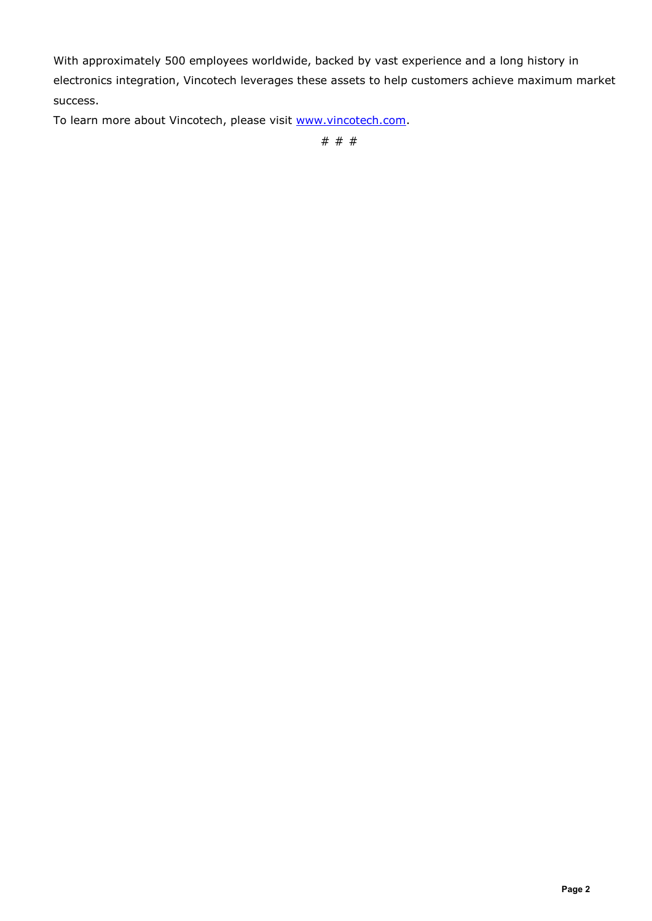With approximately 500 employees worldwide, backed by vast experience and a long history in electronics integration, Vincotech leverages these assets to help customers achieve maximum market success.

To learn more about Vincotech, please visit [www.vincotech.com](http://www.vincotech.com).

# # #